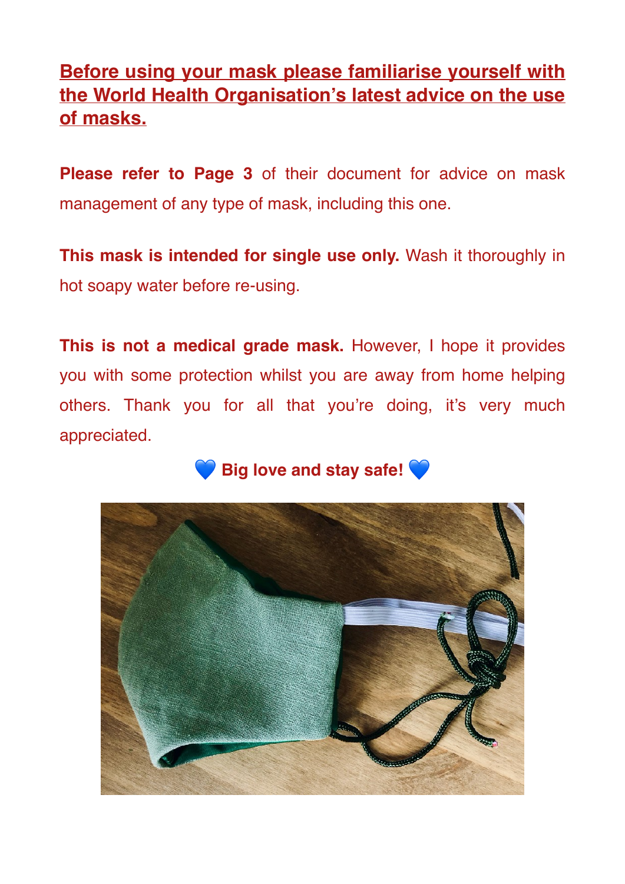**Before using your mask please familiarise yourself with the World Health Organisation's latest advice on the use of masks.**

**Please refer to Page 3** of their document for advice on mask management of any type of mask, including this one.

**This mask is intended for single use only.** Wash it thoroughly in hot soapy water before re-using.

**This is not a medical grade mask.** However, I hope it provides you with some protection whilst you are away from home helping others. Thank you for all that you're doing, it's very much appreciated.

💙 **Big love and stay safe!** 💙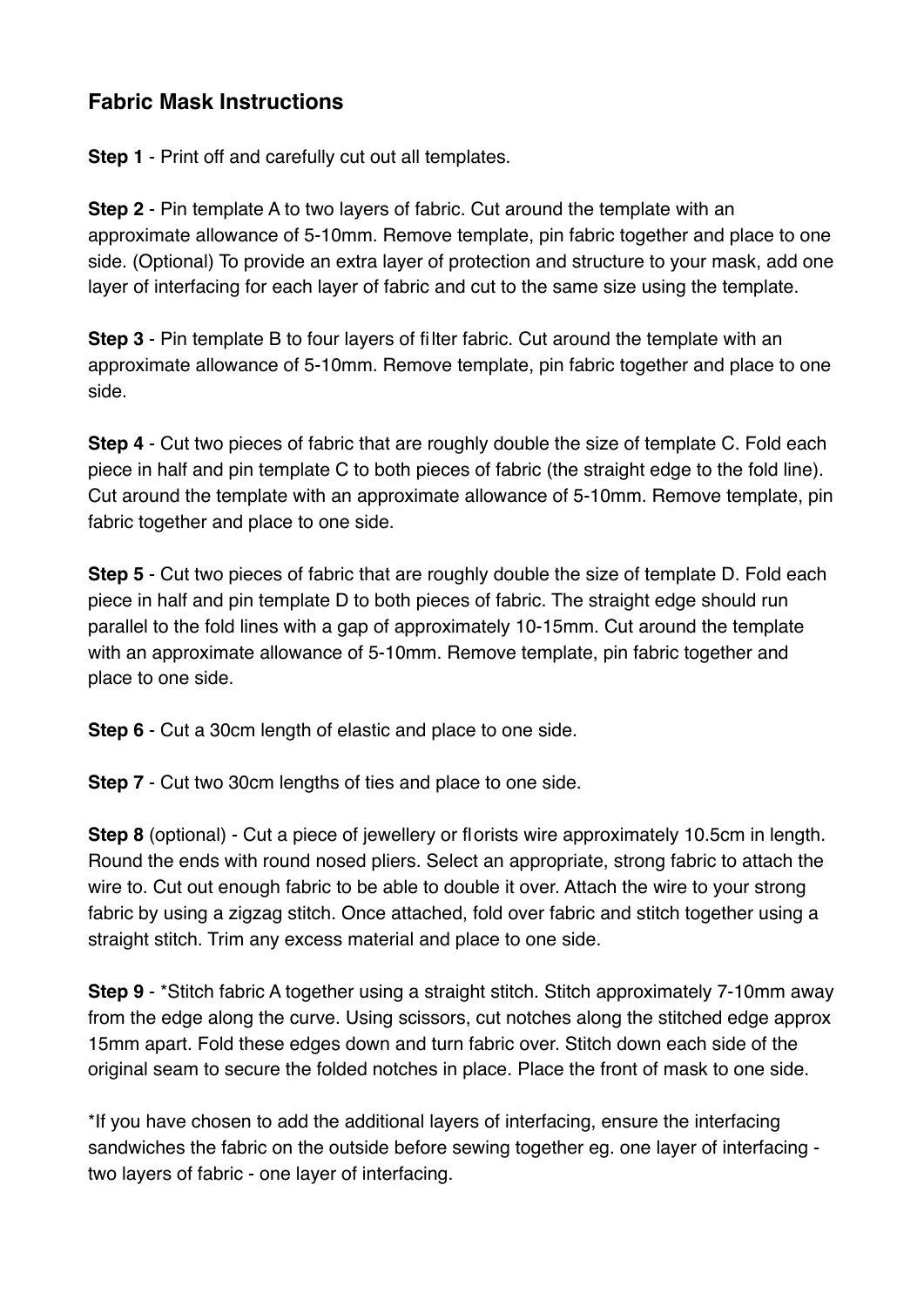## Fabric Mask Instructions

**Step 1** - Print off and carefully cut out all templates.

**Step 2** - Pin template A to two layers of fabric. Cut around the template with an approximate allowance of 5-10mm. Remove template, pin fabric together and place to one side. (Optional) To provide an extra layer of protection and structure to your mask, add one layer of interfacing for each layer of fabric and cut to the same size using the template.

**Step 3** - Pin template B to four layers of filter fabric. Cut around the template with an approximate allowance of 5-10mm. Remove template, pin fabric together and place to one side.

**Step 4** - Cut two pieces of fabric that are roughly double the size of template C. Fold each piece in half and pin template C to both pieces of fabric (the straight edge to the fold line). Cut around the template with an approximate allowance of 5-10mm. Remove template, pin fabric together and place to one side.

**Step 5** - Cut two pieces of fabric that are roughly double the size of template D. Fold each piece in half and pin template D to both pieces of fabric. The straight edge should run parallel to the fold lines with a gap of approximately 10-15mm. Cut around the template with an approximate allowance of 5-10mm. Remove template, pin fabric together and place to one side.

**Step 6** - Cut a 30cm length of elastic and place to one side.

**Step 7** - Cut two 30cm lengths of ties and place to one side.

**Step 8** (optional) - Cut a piece of jewellery or florists wire approximately 10.5cm in length. Round the ends with round nosed pliers. Select an appropriate, strong fabric to attach the wire to. Cut out enough fabric to be able to double it over. Attach the wire to your strong fabric by using a zigzag stitch. Once attached, fold over fabric and stitch together using a straight stitch. Trim any excess material and place to one side.

**Step 9** - *Stitch fabric A together using a straight stitch. Stitch approximately 7-10mm away from the edge along the curve. Using scissors, cut notches along the stitched edge approx 15mm apart. Fold these edges down and turn fabric over. Stitch down each side of the original seam to secure the folded notches in place. Place the front of mask to one side.

*If you have chosen to add the additional layers of interfacing, ensure the interfacing sandwiches the fabric on the outside before sewing together eg. one layer of interfacing - two layers of fabric - one layer of interfacing.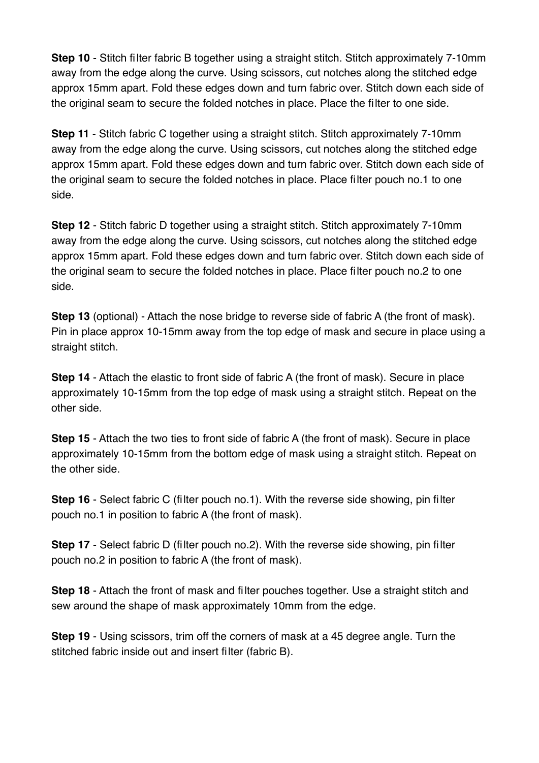**Step 10** - Stitch filter fabric B together using a straight stitch. Stitch approximately 7-10mm away from the edge along the curve. Using scissors, cut notches along the stitched edge approx 15mm apart. Fold these edges down and turn fabric over. Stitch down each side of the original seam to secure the folded notches in place. Place the filter to one side.

**Step 11** - Stitch fabric C together using a straight stitch. Stitch approximately 7-10mm away from the edge along the curve. Using scissors, cut notches along the stitched edge approx 15mm apart. Fold these edges down and turn fabric over. Stitch down each side of the original seam to secure the folded notches in place. Place filter pouch no.1 to one side.

**Step 12** - Stitch fabric D together using a straight stitch. Stitch approximately 7-10mm away from the edge along the curve. Using scissors, cut notches along the stitched edge approx 15mm apart. Fold these edges down and turn fabric over. Stitch down each side of the original seam to secure the folded notches in place. Place filter pouch no.2 to one side.

**Step 13** (optional) - Attach the nose bridge to reverse side of fabric A (the front of mask). Pin in place approx 10-15mm away from the top edge of mask and secure in place using a straight stitch.

**Step 14** - Attach the elastic to front side of fabric A (the front of mask). Secure in place approximately 10-15mm from the top edge of mask using a straight stitch. Repeat on the other side.

**Step 15** - Attach the two ties to front side of fabric A (the front of mask). Secure in place approximately 10-15mm from the bottom edge of mask using a straight stitch. Repeat on the other side.

**Step 16** - Select fabric C (filter pouch no.1). With the reverse side showing, pin filter pouch no.1 in position to fabric A (the front of mask).

**Step 17** - Select fabric D (filter pouch no.2). With the reverse side showing, pin filter pouch no.2 in position to fabric A (the front of mask).

**Step 18** - Attach the front of mask and filter pouches together. Use a straight stitch and sew around the shape of mask approximately 10mm from the edge.

**Step 19** - Using scissors, trim off the corners of mask at a 45 degree angle. Turn the stitched fabric inside out and insert filter (fabric B).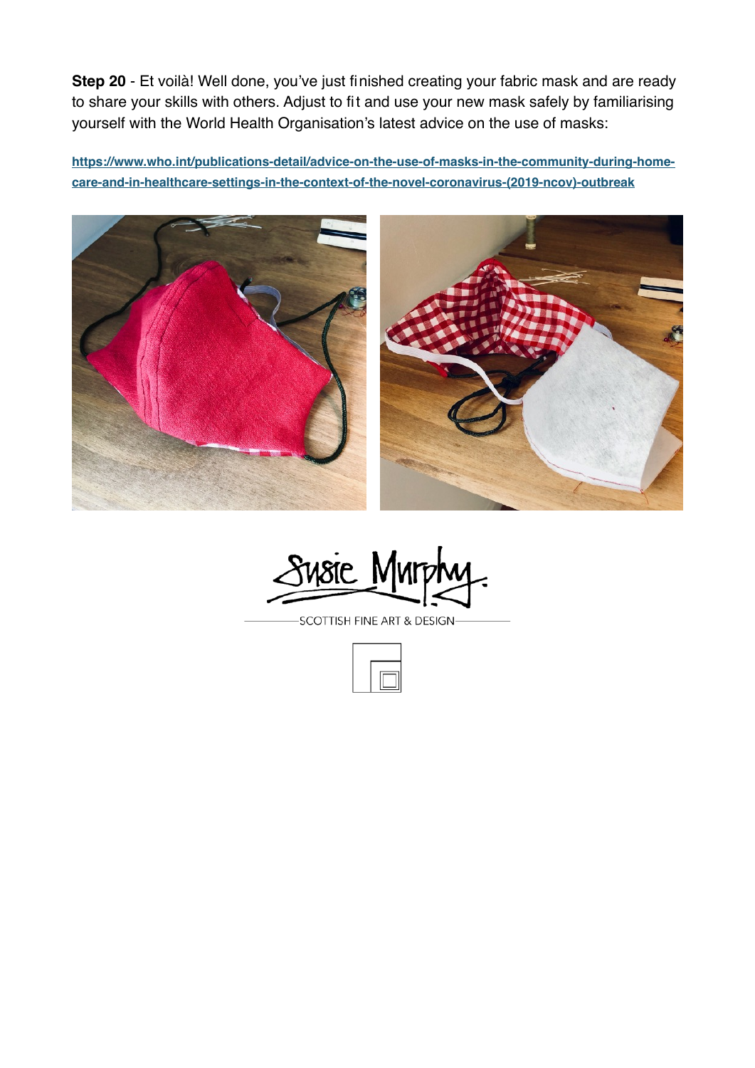**Step 20** - Et voilà! Well done, you've just finished creating your fabric mask and are ready to share your skills with others. Adjust to fit and use your new mask safely by familiarising yourself with the World Health Organisation's latest advice on the use of masks:

**https://www.who.int/publications-detail/advice-on-the-use-of-masks-in-the-community-during-home-care-and-in-healthcare-settings-in-the-context-of-the-novel-coronavirus-(2019-ncov)-outbreak**

Susie Murphy

SCOTTISH FINE ART & DESIGN